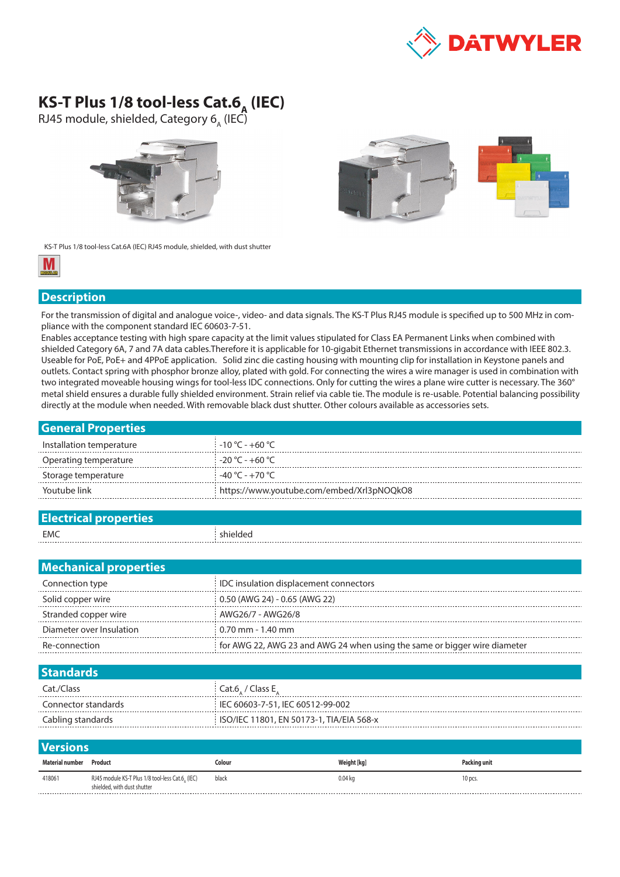# KS-T Plus 1/8 tool-less Cat.$6_A$ (IEC)

RJ45 module, shielded, Category $6_A$ (IEC)

KS-T Plus 1/8 tool-less Cat.6A (IEC) RJ45 module, shielded, with dust shutter

## Description

For the transmission of digital and analogue voice-, video- and data signals. The KS-T Plus RJ45 module is specified up to 500 MHz in compliance with the component standard IEC 60603-7-51.
Enables acceptance testing with high spare capacity at the limit values stipulated for Class EA Permanent Links when combined with shielded Category 6A, 7 and 7A data cables.Therefore it is applicable for 10-gigabit Ethernet transmissions in accordance with IEEE 802.3. Useable for PoE, PoE+ and 4PPoE application. Solid zinc die casting housing with mounting clip for installation in Keystone panels and outlets. Contact spring with phosphor bronze alloy, plated with gold. For connecting the wires a wire manager is used in combination with two integrated moveable housing wings for tool-less IDC connections. Only for cutting the wires a plane wire cutter is necessary. The 360° metal shield ensures a durable fully shielded environment. Strain relief via cable tie. The module is re-usable. Potential balancing possibility directly at the module when needed. With removable black dust shutter. Other colours available as accessories sets.

## General Properties

| | |
|---|---|
| Installation temperature | -10 °C - +60 °C |
| Operating temperature | -20 °C - +60 °C |
| Storage temperature | -40 °C - +70 °C |
| Youtube link | https://www.youtube.com/embed/Xrl3pNOQkO8 |

## Electrical properties

| | |
|---|---|
| EMC | shielded |

## Mechanical properties

| | |
|---|---|
| Connection type | IDC insulation displacement connectors |
| Solid copper wire | 0.50 (AWG 24) - 0.65 (AWG 22) |
| Stranded copper wire | AWG26/7 - AWG26/8 |
| Diameter over Insulation | 0.70 mm - 1.40 mm |
| Re-connection | for AWG 22, AWG 23 and AWG 24 when using the same or bigger wire diameter |

## Standards

| | |
|---|---|
| Cat./Class | Cat.$6_A$ / Class $E_A$ |
| Connector standards | IEC 60603-7-51, IEC 60512-99-002 |
| Cabling standards | ISO/IEC 11801, EN 50173-1, TIA/EIA 568-x |

## Versions

| Material number | Product | Colour | Weight [kg] | Packing unit |
|---|---|---|---|---|
| 418061 | RJ45 module KS-T Plus 1/8 tool-less Cat.$6_A$ (IEC) shielded, with dust shutter | black | 0.04 kg | 10 pcs. |